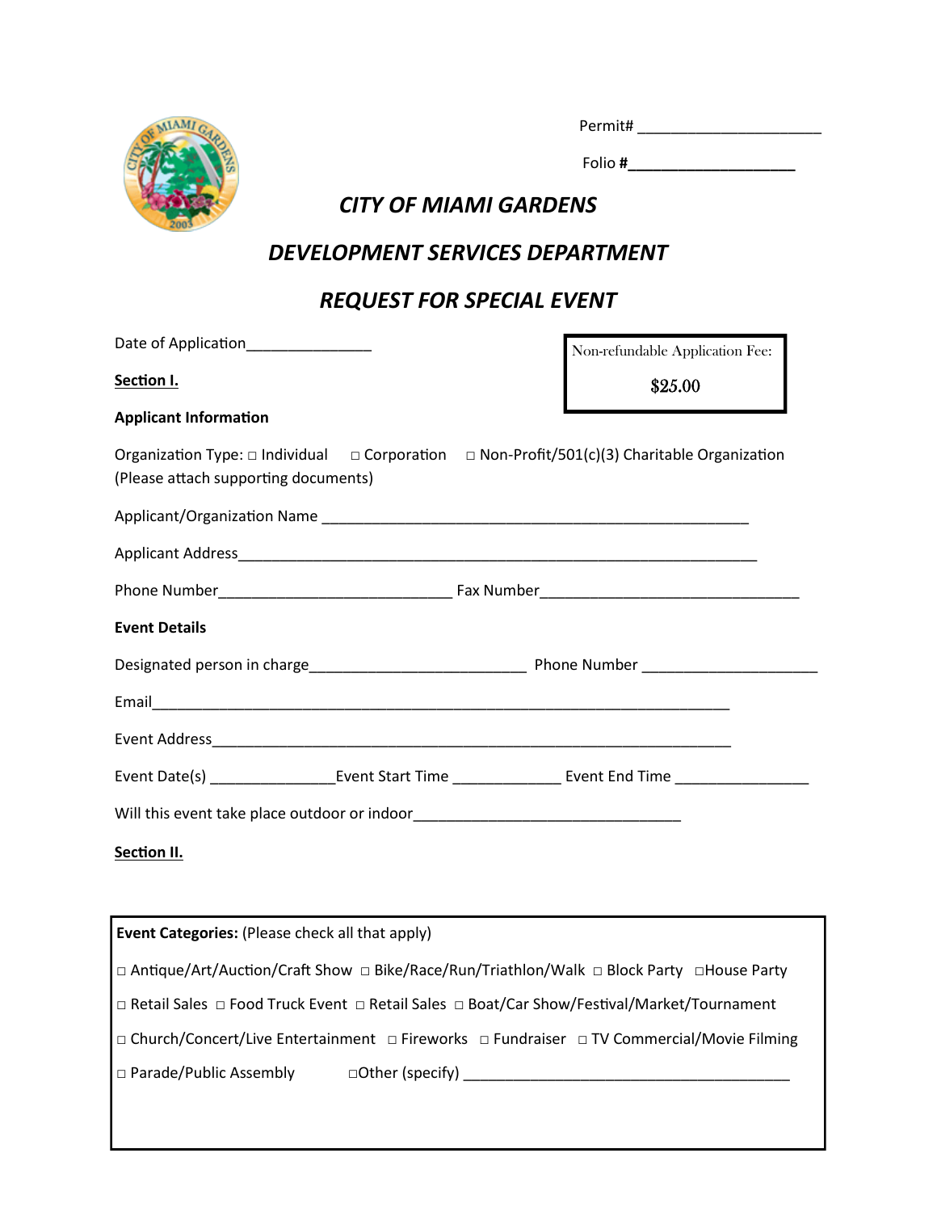Permit# ______________________

Folio #____________________

# *CITY OF MIAMI GARDENS*

## *DEVELOPMENT SERVICES DEPARTMENT*

## *REQUEST FOR SPECIAL EVENT*

Date of Application_______________

Non-refundable Application Fee:

$25.00

**Section I.**

**Applicant Information**

Organization Type: □ Individual □ Corporation □ Non-Profit/501(c)(3) Charitable Organization (Please attach supporting documents)

Applicant/Organization Name ______________________________________________________

Applicant Address_________________________________________________________________

Phone Number_____________________________ Fax Number________________________________

**Event Details**

Designated person in charge___________________________ Phone Number _____________________

Email_________________________________________________________________________

Event Address_________________________________________________________________

Event Date(s) _______________Event Start Time _____________ Event End Time ________________

Will this event take place outdoor or indoor________________________________

**Section II.**

**Event Categories:** (Please check all that apply)

□ Antique/Art/Auction/Craft Show □ Bike/Race/Run/Triathlon/Walk □ Block Party □House Party

□ Retail Sales □ Food Truck Event □ Retail Sales □ Boat/Car Show/Festival/Market/Tournament

□ Church/Concert/Live Entertainment □ Fireworks □ Fundraiser □ TV Commercial/Movie Filming

□ Parade/Public Assembly □Other (specify) _________________________________________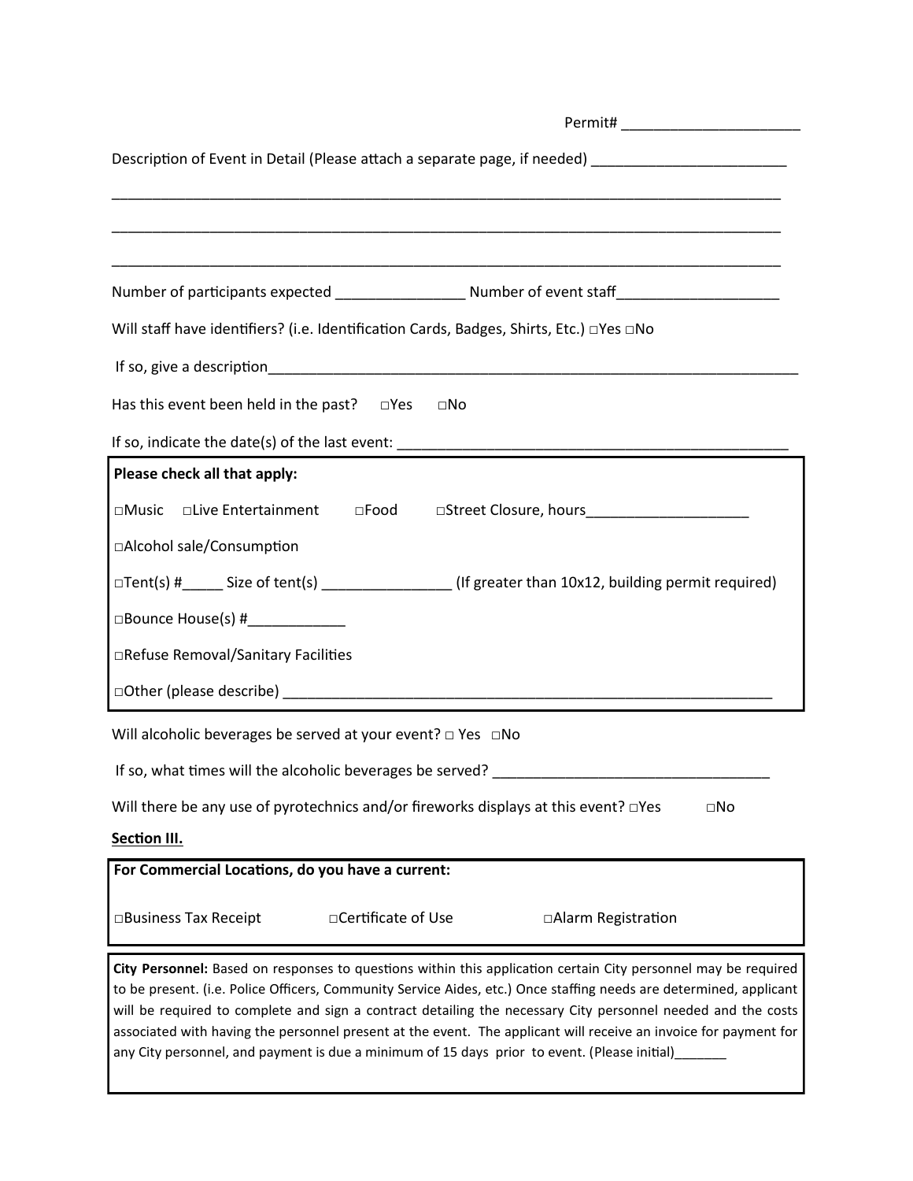Permit# ______________________

Description of Event in Detail (Please attach a separate page, if needed) ________________________

_____________________________________________________________________________________

_____________________________________________________________________________________

_____________________________________________________________________________________

Number of participants expected ________________ Number of event staff____________________

Will staff have identifiers? (i.e. Identification Cards, Badges, Shirts, Etc.) □Yes □No

If so, give a description_____________________________________________________________________

Has this event been held in the past? □Yes □No

If so, indicate the date(s) of the last event: ________________________________________________

**Please check all that apply:**

□Music □Live Entertainment □Food □Street Closure, hours____________________

□Alcohol sale/Consumption

□Tent(s) #_____ Size of tent(s) ________________ (If greater than 10x12, building permit required)

□Bounce House(s) #____________

□Refuse Removal/Sanitary Facilities

□Other (please describe) ______________________________________________________________

Will alcoholic beverages be served at your event? □ Yes □No

If so, what times will the alcoholic beverages be served? __________________________________

Will there be any use of pyrotechnics and/or fireworks displays at this event? □Yes □No

**Section III.**

**For Commercial Locations, do you have a current:**

□Business Tax Receipt □Certificate of Use □Alarm Registration

**City Personnel:** Based on responses to questions within this application certain City personnel may be required to be present. (i.e. Police Officers, Community Service Aides, etc.) Once staffing needs are determined, applicant will be required to complete and sign a contract detailing the necessary City personnel needed and the costs associated with having the personnel present at the event. The applicant will receive an invoice for payment for any City personnel, and payment is due a minimum of 15 days prior to event. (Please initial)_______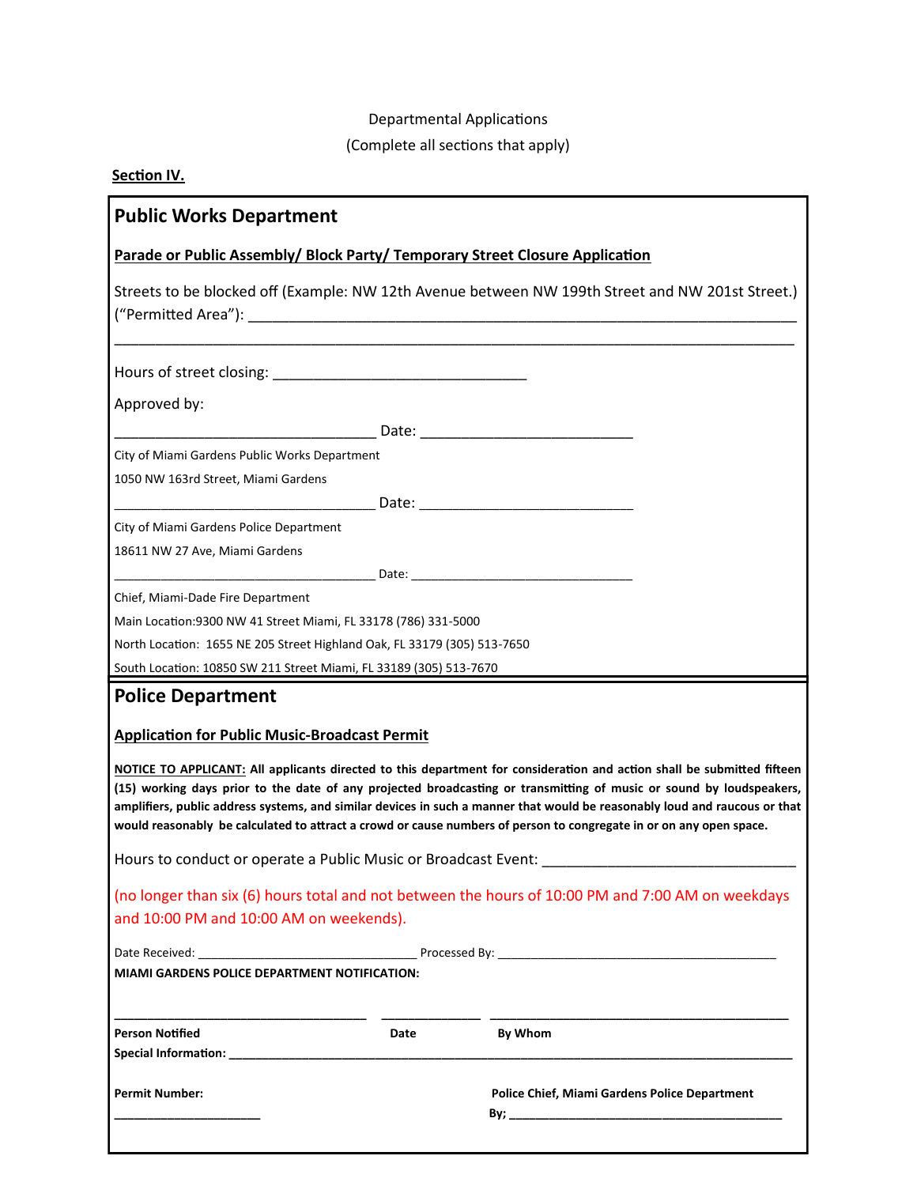Departmental Applications

(Complete all sections that apply)

**Section IV.**

## Public Works Department

**Parade or Public Assembly/ Block Party/ Temporary Street Closure Application**

Streets to be blocked off (Example: NW 12th Avenue between NW 199th Street and NW 201st Street.) ("Permitted Area"): ______________________________________________________________

______________________________________________________________________________

Hours of street closing: ______________________________

Approved by:

______________________________ Date: ________________________

City of Miami Gardens Public Works Department

1050 NW 163rd Street, Miami Gardens

______________________________ Date: ________________________

City of Miami Gardens Police Department

18611 NW 27 Ave, Miami Gardens

______________________________ Date: ________________________

Chief, Miami-Dade Fire Department

Main Location:9300 NW 41 Street Miami, FL 33178 (786) 331-5000

North Location: 1655 NE 205 Street Highland Oak, FL 33179 (305) 513-7650

South Location: 10850 SW 211 Street Miami, FL 33189 (305) 513-7670

## Police Department

**Application for Public Music-Broadcast Permit**

**NOTICE TO APPLICANT: All applicants directed to this department for consideration and action shall be submitted fifteen (15) working days prior to the date of any projected broadcasting or transmitting of music or sound by loudspeakers, amplifiers, public address systems, and similar devices in such a manner that would be reasonably loud and raucous or that would reasonably be calculated to attract a crowd or cause numbers of person to congregate in or on any open space.**

Hours to conduct or operate a Public Music or Broadcast Event: ______________________________

(no longer than six (6) hours total and not between the hours of 10:00 PM and 7:00 AM on weekdays and 10:00 PM and 10:00 AM on weekends).

Date Received: ______________________________ Processed By: ______________________________

**MIAMI GARDENS POLICE DEPARTMENT NOTIFICATION:**

______________________________ ____________ ______________________________

**Person Notified** **Date** **By Whom**

**Special Information:** ______________________________________________________________

**Permit Number:**

______________________

**Police Chief, Miami Gardens Police Department**

**By;** ______________________________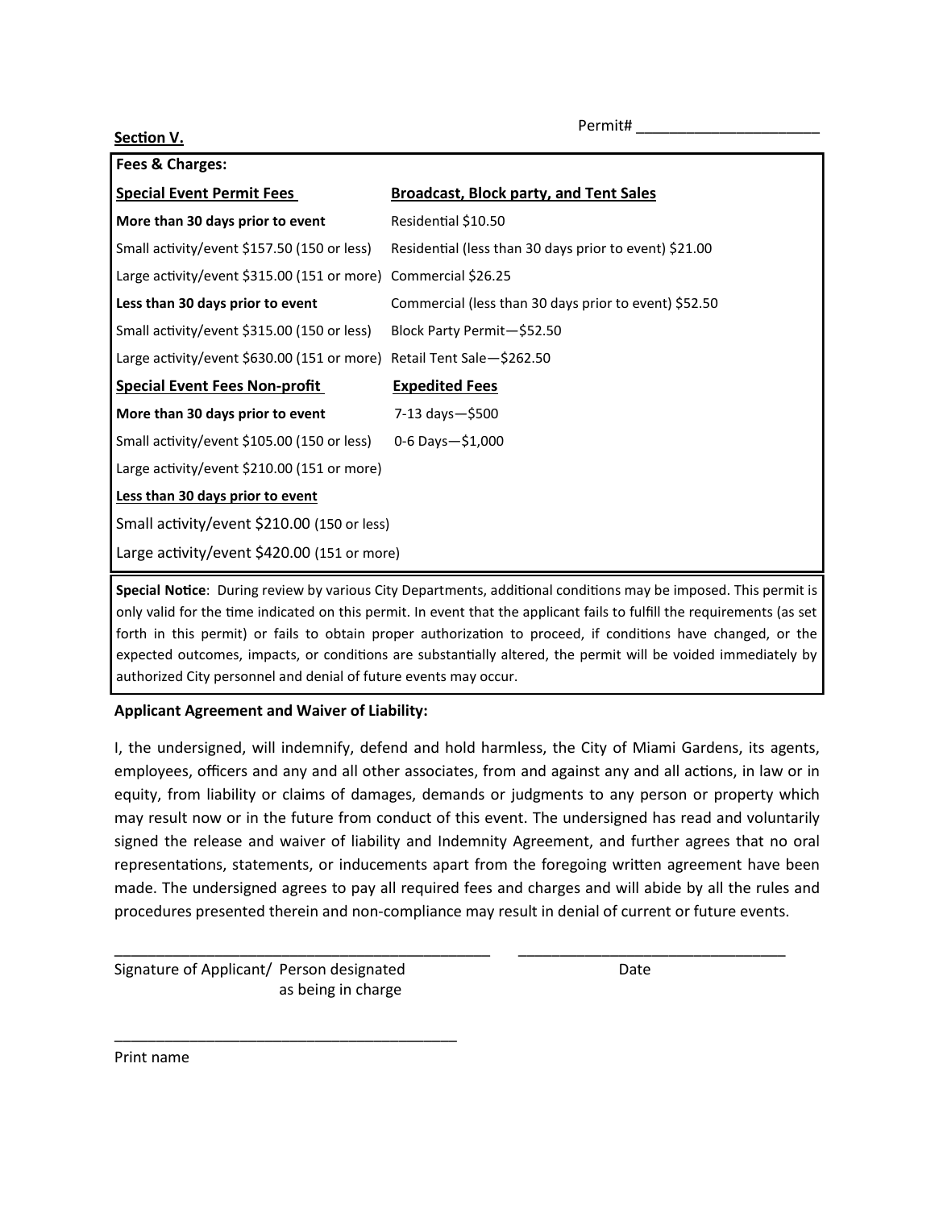Permit# ______________________

**Section V.**

**Fees & Charges:**

| **Special Event Permit Fees** | **Broadcast, Block party, and Tent Sales** |
|---|---|
| **More than 30 days prior to event** | Residential $10.50 |
| Small activity/event $157.50 (150 or less) | Residential (less than 30 days prior to event) $21.00 |
| Large activity/event $315.00 (151 or more) | Commercial $26.25 |
| **Less than 30 days prior to event** | Commercial (less than 30 days prior to event) $52.50 |
| Small activity/event $315.00 (150 or less) | Block Party Permit—$52.50 |
| Large activity/event $630.00 (151 or more) | Retail Tent Sale—$262.50 |
| **Special Event Fees Non-profit** | **Expedited Fees** |
| **More than 30 days prior to event** | 7-13 days—$500 |
| Small activity/event $105.00 (150 or less) | 0-6 Days—$1,000 |
| Large activity/event $210.00 (151 or more) | |
| **Less than 30 days prior to event** | |
| Small activity/event $210.00 (150 or less) | |
| Large activity/event $420.00 (151 or more) | |

**Special Notice**: During review by various City Departments, additional conditions may be imposed. This permit is only valid for the time indicated on this permit. In event that the applicant fails to fulfill the requirements (as set forth in this permit) or fails to obtain proper authorization to proceed, if conditions have changed, or the expected outcomes, impacts, or conditions are substantially altered, the permit will be voided immediately by authorized City personnel and denial of future events may occur.

**Applicant Agreement and Waiver of Liability:**

I, the undersigned, will indemnify, defend and hold harmless, the City of Miami Gardens, its agents, employees, officers and any and all other associates, from and against any and all actions, in law or in equity, from liability or claims of damages, demands or judgments to any person or property which may result now or in the future from conduct of this event. The undersigned has read and voluntarily signed the release and waiver of liability and Indemnity Agreement, and further agrees that no oral representations, statements, or inducements apart from the foregoing written agreement have been made. The undersigned agrees to pay all required fees and charges and will abide by all the rules and procedures presented therein and non-compliance may result in denial of current or future events.

_______________________________________________ _________________________________

Signature of Applicant/ Person designated as being in charge Date

___________________________________________

Print name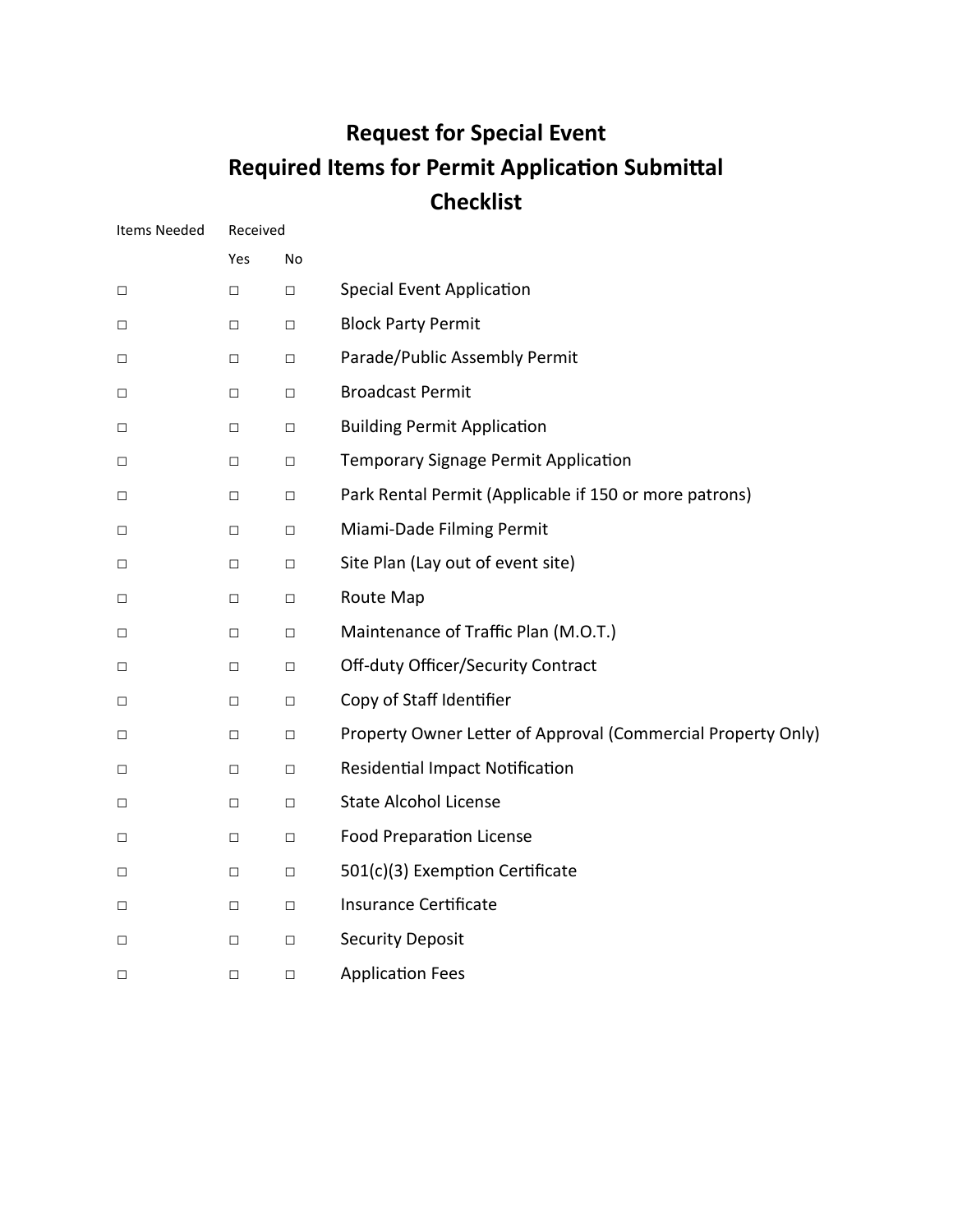# Request for Special Event
## Required Items for Permit Application Submittal
## Checklist

| Items Needed | Received | | |
|---|---|---|---|
| | Yes | No | |
| □ | □ | □ | Special Event Application |
| □ | □ | □ | Block Party Permit |
| □ | □ | □ | Parade/Public Assembly Permit |
| □ | □ | □ | Broadcast Permit |
| □ | □ | □ | Building Permit Application |
| □ | □ | □ | Temporary Signage Permit Application |
| □ | □ | □ | Park Rental Permit (Applicable if 150 or more patrons) |
| □ | □ | □ | Miami-Dade Filming Permit |
| □ | □ | □ | Site Plan (Lay out of event site) |
| □ | □ | □ | Route Map |
| □ | □ | □ | Maintenance of Traffic Plan (M.O.T.) |
| □ | □ | □ | Off-duty Officer/Security Contract |
| □ | □ | □ | Copy of Staff Identifier |
| □ | □ | □ | Property Owner Letter of Approval (Commercial Property Only) |
| □ | □ | □ | Residential Impact Notification |
| □ | □ | □ | State Alcohol License |
| □ | □ | □ | Food Preparation License |
| □ | □ | □ | 501(c)(3) Exemption Certificate |
| □ | □ | □ | Insurance Certificate |
| □ | □ | □ | Security Deposit |
| □ | □ | □ | Application Fees |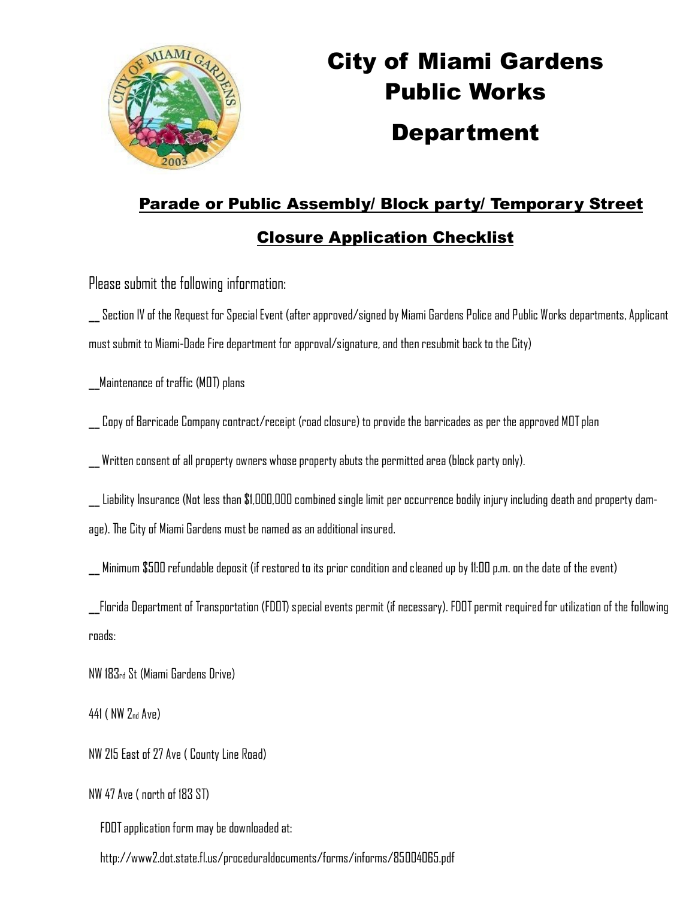# City of Miami Gardens Public Works Department

## Parade or Public Assembly/ Block party/ Temporary Street Closure Application Checklist

Please submit the following information:

__ Section IV of the Request for Special Event (after approved/signed by Miami Gardens Police and Public Works departments, Applicant must submit to Miami-Dade Fire department for approval/signature, and then resubmit back to the City)

__Maintenance of traffic (MOT) plans

__ Copy of Barricade Company contract/receipt (road closure) to provide the barricades as per the approved MOT plan

__ Written consent of all property owners whose property abuts the permitted area (block party only).

__ Liability Insurance (Not less than $1,000,000 combined single limit per occurrence bodily injury including death and property damage). The City of Miami Gardens must be named as an additional insured.

__ Minimum $500 refundable deposit (if restored to its prior condition and cleaned up by 11:00 p.m. on the date of the event)

__Florida Department of Transportation (FDOT) special events permit (if necessary). FDOT permit required for utilization of the following roads:

NW 183rd St (Miami Gardens Drive)

441 ( NW 2nd Ave)

NW 215 East of 27 Ave ( County Line Road)

NW 47 Ave ( north of 183 ST)

FDOT application form may be downloaded at:

http://www2.dot.state.fl.us/proceduraldocuments/forms/informs/85004065.pdf